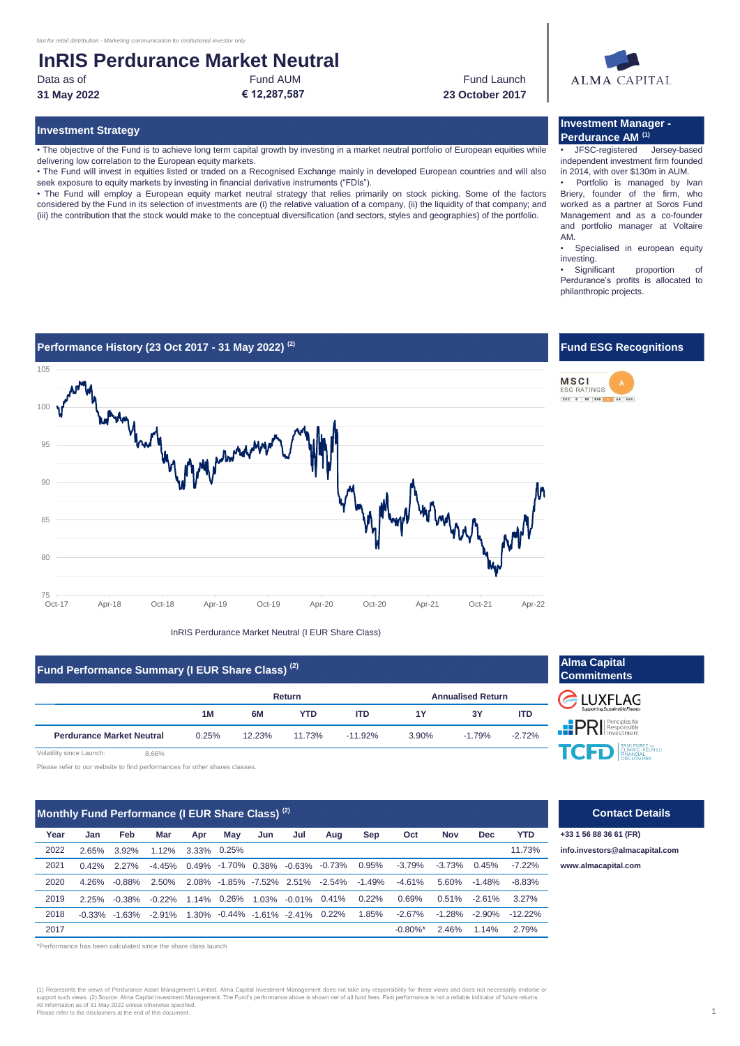*Not for retail distribution - Marketing communication for institutional investor only*

# InRIS Perdurance Market Neutral

| Data as of | Fund AUM | Fund Launch |
|---|---|---|
| **31 May 2022** | **€ 12,287,587** | **23 October 2017** |

ALMA CAPITAL

## Investment Strategy

• The objective of the Fund is to achieve long term capital growth by investing in a market neutral portfolio of European equities while delivering low correlation to the European equity markets.

• The Fund will invest in equities listed or traded on a Recognised Exchange mainly in developed European countries and will also seek exposure to equity markets by investing in financial derivative instruments ("FDIs").

• The Fund will employ a European equity market neutral strategy that relies primarily on stock picking. Some of the factors considered by the Fund in its selection of investments are (i) the relative valuation of a company, (ii) the liquidity of that company; and (iii) the contribution that the stock would make to the conceptual diversification (and sectors, styles and geographies) of the portfolio.

## Investment Manager - Perdurance AM [(1)]

• JFSC-registered Jersey-based independent investment firm founded in 2014, with over $130m in AUM.

• Portfolio is managed by Ivan Briery, founder of the firm, who worked as a partner at Soros Fund Management and as a co-founder and portfolio manager at Voltaire AM.

• Specialised in european equity investing.

• Significant proportion of Perdurance's profits is allocated to philanthropic projects.

## Performance History (23 Oct 2017 - 31 May 2022) [(2)]

InRIS Perdurance Market Neutral (I EUR Share Class)

## Fund ESG Recognitions

MSCI ESG RATINGS: A

## Fund Performance Summary (I EUR Share Class) [(2)]

| | Return | | | | Annualised Return | | |
|---|---|---|---|---|---|---|---|
| | 1M | 6M | YTD | ITD | 1Y | 3Y | ITD |
| **Perdurance Market Neutral** | 0.25% | 12.23% | 11.73% | -11.92% | 3.90% | -1.79% | -2.72% |

Volatility since Launch: 8.66%

Please refer to our website to find performances for other shares classes.

## Alma Capital Commitments

LUXFLAG – Supporting Sustainable Finance
PRI – Principles for Responsible Investment
TCFD – Task Force on Climate-Related Financial Disclosures

## Monthly Fund Performance (I EUR Share Class) [(2)]

| Year | Jan | Feb | Mar | Apr | May | Jun | Jul | Aug | Sep | Oct | Nov | Dec | YTD |
|---|---|---|---|---|---|---|---|---|---|---|---|---|---|
| 2022 | 2.65% | 3.92% | 1.12% | 3.33% | 0.25% | | | | | | | | 11.73% |
| 2021 | 0.42% | 2.27% | -4.45% | 0.49% | -1.70% | 0.38% | -0.63% | -0.73% | 0.95% | -3.79% | -3.73% | 0.45% | -7.22% |
| 2020 | 4.26% | -0.88% | 2.50% | 2.08% | -1.85% | -7.52% | 2.51% | -2.54% | -1.49% | -4.61% | 5.60% | -1.48% | -8.83% |
| 2019 | 2.25% | -0.38% | -0.22% | 1.14% | 0.26% | 1.03% | -0.01% | 0.41% | 0.22% | 0.69% | 0.51% | -2.61% | 3.27% |
| 2018 | -0.33% | -1.63% | -2.91% | 1.30% | -0.44% | -1.61% | -2.41% | 0.22% | 1.85% | -2.67% | -1.28% | -2.90% | -12.22% |
| 2017 | | | | | | | | | | -0.80%* | 2.46% | 1.14% | 2.79% |

*Performance has been calculated since the share class launch

## Contact Details

**+33 1 56 88 36 61 (FR)**

**info.investors@almacapital.com**

**www.almacapital.com**

(1) Represents the views of Perdurance Asset Management Limited. Alma Capital Investment Management does not take any responsibility for these views and does not necessarily endorse or support such views. (2) Source: Alma Capital Investment Management. The Fund's performance above is shown net of all fund fees. Past performance is not a reliable indicator of future returns.
All information as of 31 May 2022 unless otherwise specified.
Please refer to the disclaimers at the end of this document.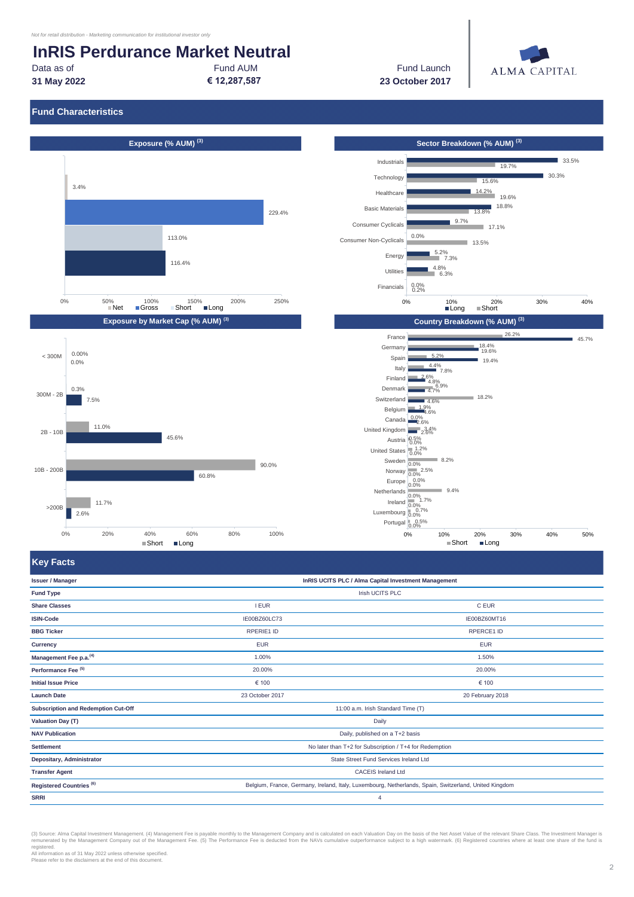*Not for retail distribution - Marketing communication for institutional investor only*

# InRIS Perdurance Market Neutral

| Data as of | Fund AUM | Fund Launch |
|---|---|---|
| **31 May 2022** | **€ 12,287,587** | **23 October 2017** |

ALMA CAPITAL

## Fund Characteristics

### Exposure (% AUM) (3)

| | % AUM |
|---|---|
| Net | 3.4% |
| Gross | 229.4% |
| Short | 113.0% |
| Long | 116.4% |

### Sector Breakdown (% AUM) (3)

| Sector | Long | Short |
|---|---|---|
| Industrials | 33.5% | 19.7% |
| Technology | 30.3% | 15.6% |
| Healthcare | 14.2% | 19.6% |
| Basic Materials | 18.8% | 13.8% |
| Consumer Cyclicals | 9.7% | 17.1% |
| Consumer Non-Cyclicals | 0.0% | 13.5% |
| Energy | 5.2% | 7.3% |
| Utilities | 4.8% | 6.3% |
| Financials | 0.0% | 0.2% |

### Exposure by Market Cap (% AUM) (3)

| Market Cap | Short | Long |
|---|---|---|
| < 300M | 0.00% | 0.0% |
| 300M - 2B | 0.3% | 7.5% |
| 2B - 10B | 11.0% | 45.6% |
| 10B - 200B | 90.0% | 60.8% |
| >200B | 11.7% | 2.6% |

### Country Breakdown (% AUM) (3)

| Country | Short | Long |
|---|---|---|
| France | 26.2% | 45.7% |
| Germany | 18.4% | 19.6% |
| Spain | 5.2% | 19.4% |
| Italy | 4.4% | 7.8% |
| Finland | 2.6% | 4.8% |
| Denmark | 6.9% | 4.7% |
| Switzerland | 18.2% | 4.6% |
| Belgium | 1.9% | 4.6% |
| Canada | 0.0% | 2.6% |
| United Kingdom | 3.4% | 2.6% |
| Austria | 0.5% | 0.0% |
| United States | 1.2% | 0.0% |
| Sweden | 8.2% | 0.0% |
| Norway | 2.5% | 0.0% |
| Europe | 0.0% | 0.0% |
| Netherlands | 9.4% | 0.0% |
| Ireland | 1.7% | 0.0% |
| Luxembourg | 0.7% | 0.0% |
| Portugal | 0.5% | 0.0% |

## Key Facts

| | | |
|---|---|---|
| **Issuer / Manager** | **InRIS UCITS PLC / Alma Capital Investment Management** | |
| **Fund Type** | Irish UCITS PLC | |
| **Share Classes** | I EUR | C EUR |
| **ISIN-Code** | IE00BZ60LC73 | IE00BZ60MT16 |
| **BBG Ticker** | RPERIE1 ID | RPERCE1 ID |
| **Currency** | EUR | EUR |
| **Management Fee p.a.** (4) | 1.00% | 1.50% |
| **Performance Fee** (5) | 20.00% | 20.00% |
| **Initial Issue Price** | € 100 | € 100 |
| **Launch Date** | 23 October 2017 | 20 February 2018 |
| **Subscription and Redemption Cut-Off** | 11:00 a.m. Irish Standard Time (T) | |
| **Valuation Day (T)** | Daily | |
| **NAV Publication** | Daily, published on a T+2 basis | |
| **Settlement** | No later than T+2 for Subscription / T+4 for Redemption | |
| **Depositary, Administrator** | State Street Fund Services Ireland Ltd | |
| **Transfer Agent** | CACEIS Ireland Ltd | |
| **Registered Countries** (6) | Belgium, France, Germany, Ireland, Italy, Luxembourg, Netherlands, Spain, Switzerland, United Kingdom | |
| **SRRI** | 4 | |

(3) Source: Alma Capital Investment Management. (4) Management Fee is payable monthly to the Management Company and is calculated on each Valuation Day on the basis of the Net Asset Value of the relevant Share Class. The Investment Manager is remunerated by the Management Company out of the Management Fee. (5) The Performance Fee is deducted from the NAVs cumulative outperformance subject to a high watermark. (6) Registered countries where at least one share of the fund is registered.
All information as of 31 May 2022 unless otherwise specified.
Please refer to the disclaimers at the end of this document.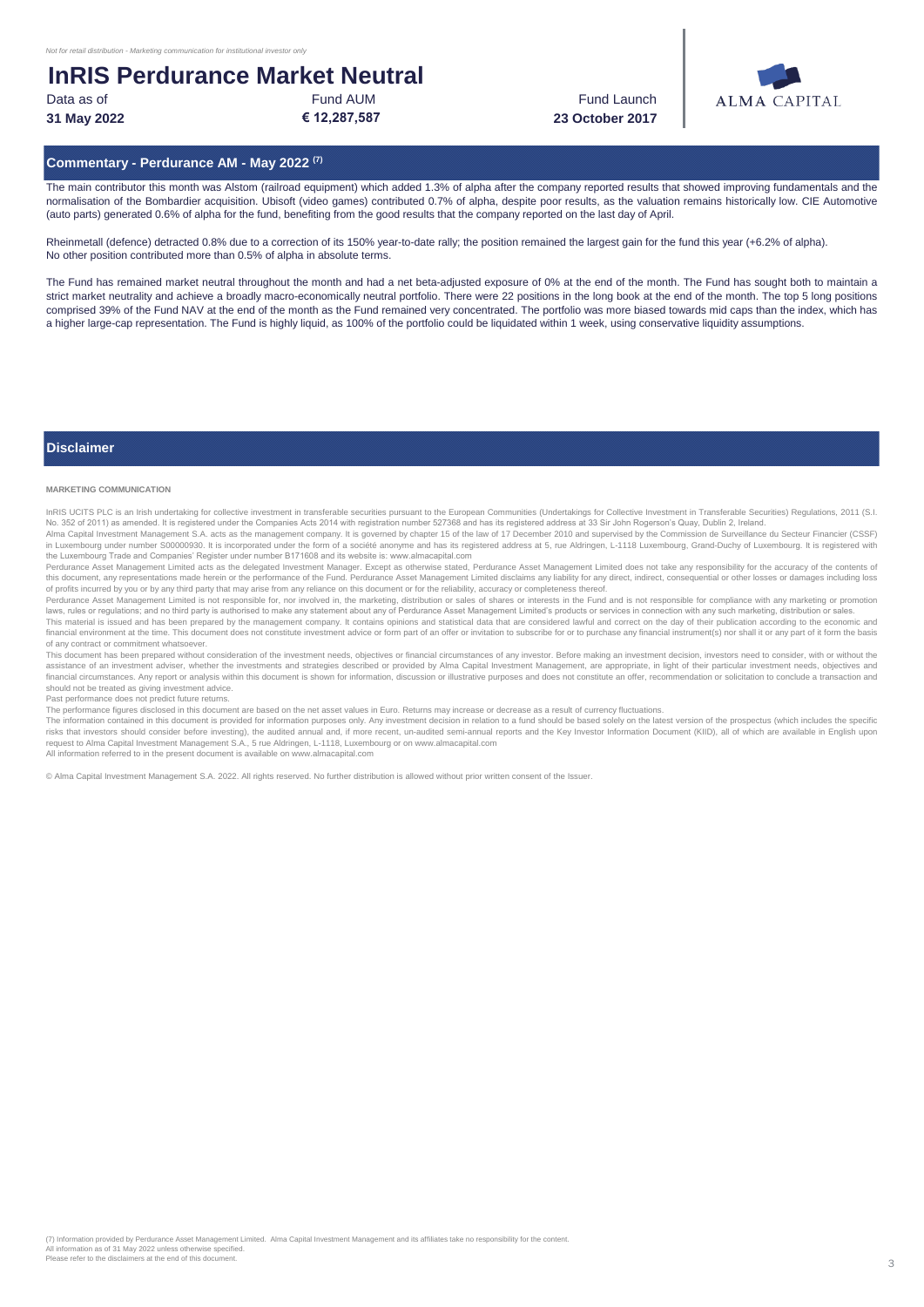*Not for retail distribution - Marketing communication for institutional investor only*

# InRIS Perdurance Market Neutral

| Data as of | Fund AUM | Fund Launch |
| --- | --- | --- |
| **31 May 2022** | **€ 12,287,587** | **23 October 2017** |

## Commentary - Perdurance AM - May 2022 (7)

The main contributor this month was Alstom (railroad equipment) which added 1.3% of alpha after the company reported results that showed improving fundamentals and the normalisation of the Bombardier acquisition. Ubisoft (video games) contributed 0.7% of alpha, despite poor results, as the valuation remains historically low. CIE Automotive (auto parts) generated 0.6% of alpha for the fund, benefiting from the good results that the company reported on the last day of April.

Rheinmetall (defence) detracted 0.8% due to a correction of its 150% year-to-date rally; the position remained the largest gain for the fund this year (+6.2% of alpha).
No other position contributed more than 0.5% of alpha in absolute terms.

The Fund has remained market neutral throughout the month and had a net beta-adjusted exposure of 0% at the end of the month. The Fund has sought both to maintain a strict market neutrality and achieve a broadly macro-economically neutral portfolio. There were 22 positions in the long book at the end of the month. The top 5 long positions comprised 39% of the Fund NAV at the end of the month as the Fund remained very concentrated. The portfolio was more biased towards mid caps than the index, which has a higher large-cap representation. The Fund is highly liquid, as 100% of the portfolio could be liquidated within 1 week, using conservative liquidity assumptions.

## Disclaimer

**MARKETING COMMUNICATION**

InRIS UCITS PLC is an Irish undertaking for collective investment in transferable securities pursuant to the European Communities (Undertakings for Collective Investment in Transferable Securities) Regulations, 2011 (S.I. No. 352 of 2011) as amended. It is registered under the Companies Acts 2014 with registration number 527368 and has its registered address at 33 Sir John Rogerson's Quay, Dublin 2, Ireland.
Alma Capital Investment Management S.A. acts as the management company. It is governed by chapter 15 of the law of 17 December 2010 and supervised by the Commission de Surveillance du Secteur Financier (CSSF) in Luxembourg under number S00000930. It is incorporated under the form of a société anonyme and has its registered address at 5, rue Aldringen, L-1118 Luxembourg, Grand-Duchy of Luxembourg. It is registered with the Luxembourg Trade and Companies' Register under number B171608 and its website is: www.almacapital.com
Perdurance Asset Management Limited acts as the delegated Investment Manager. Except as otherwise stated, Perdurance Asset Management Limited does not take any responsibility for the accuracy of the contents of this document, any representations made herein or the performance of the Fund. Perdurance Asset Management Limited disclaims any liability for any direct, indirect, consequential or other losses or damages including loss of profits incurred by you or by any third party that may arise from any reliance on this document or for the reliability, accuracy or completeness thereof.
Perdurance Asset Management Limited is not responsible for, nor involved in, the marketing, distribution or sales of shares or interests in the Fund and is not responsible for compliance with any marketing or promotion laws, rules or regulations; and no third party is authorised to make any statement about any of Perdurance Asset Management Limited's products or services in connection with any such marketing, distribution or sales.
This material is issued and has been prepared by the management company. It contains opinions and statistical data that are considered lawful and correct on the day of their publication according to the economic and financial environment at the time. This document does not constitute investment advice or form part of an offer or invitation to subscribe for or to purchase any financial instrument(s) nor shall it or any part of it form the basis of any contract or commitment whatsoever.
This document has been prepared without consideration of the investment needs, objectives or financial circumstances of any investor. Before making an investment decision, investors need to consider, with or without the assistance of an investment adviser, whether the investments and strategies described or provided by Alma Capital Investment Management, are appropriate, in light of their particular investment needs, objectives and financial circumstances. Any report or analysis within this document is shown for information, discussion or illustrative purposes and does not constitute an offer, recommendation or solicitation to conclude a transaction and should not be treated as giving investment advice.
Past performance does not predict future returns.
The performance figures disclosed in this document are based on the net asset values in Euro. Returns may increase or decrease as a result of currency fluctuations.
The information contained in this document is provided for information purposes only. Any investment decision in relation to a fund should be based solely on the latest version of the prospectus (which includes the specific risks that investors should consider before investing), the audited annual and, if more recent, un-audited semi-annual reports and the Key Investor Information Document (KIID), all of which are available in English upon request to Alma Capital Investment Management S.A., 5 rue Aldringen, L-1118, Luxembourg or on www.almacapital.com
All information referred to in the present document is available on www.almacapital.com

© Alma Capital Investment Management S.A. 2022. All rights reserved. No further distribution is allowed without prior written consent of the Issuer.

(7) Information provided by Perdurance Asset Management Limited. Alma Capital Investment Management and its affiliates take no responsibility for the content.
All information as of 31 May 2022 unless otherwise specified.
Please refer to the disclaimers at the end of this document.